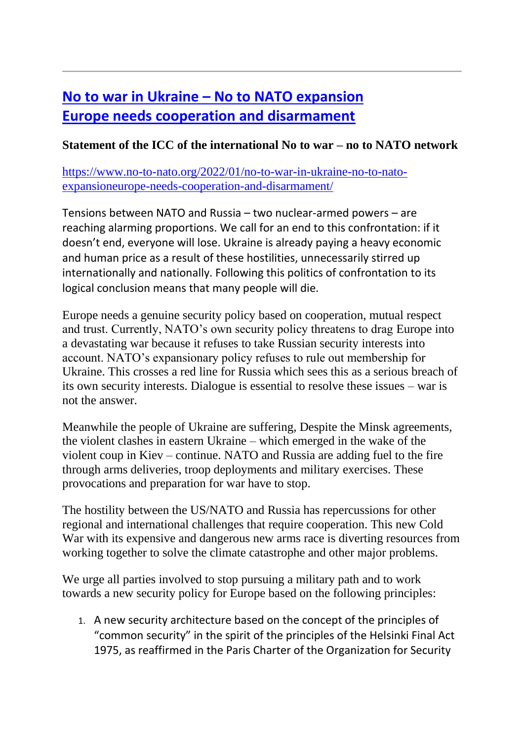---

# [No to war in Ukraine – No to NATO expansion Europe needs cooperation and disarmament](https://www.no-to-nato.org/2022/01/no-to-war-in-ukraine-no-to-nato-expansioneurope-needs-cooperation-and-disarmament/)

**Statement of the ICC of the international No to war – no to NATO network**

[https://www.no-to-nato.org/2022/01/no-to-war-in-ukraine-no-to-nato-expansioneurope-needs-cooperation-and-disarmament/](https://www.no-to-nato.org/2022/01/no-to-war-in-ukraine-no-to-nato-expansioneurope-needs-cooperation-and-disarmament/)

Tensions between NATO and Russia – two nuclear-armed powers – are reaching alarming proportions. We call for an end to this confrontation: if it doesn't end, everyone will lose. Ukraine is already paying a heavy economic and human price as a result of these hostilities, unnecessarily stirred up internationally and nationally. Following this politics of confrontation to its logical conclusion means that many people will die.

Europe needs a genuine security policy based on cooperation, mutual respect and trust. Currently, NATO's own security policy threatens to drag Europe into a devastating war because it refuses to take Russian security interests into account. NATO's expansionary policy refuses to rule out membership for Ukraine. This crosses a red line for Russia which sees this as a serious breach of its own security interests. Dialogue is essential to resolve these issues – war is not the answer.

Meanwhile the people of Ukraine are suffering, Despite the Minsk agreements, the violent clashes in eastern Ukraine – which emerged in the wake of the violent coup in Kiev – continue. NATO and Russia are adding fuel to the fire through arms deliveries, troop deployments and military exercises. These provocations and preparation for war have to stop.

The hostility between the US/NATO and Russia has repercussions for other regional and international challenges that require cooperation. This new Cold War with its expensive and dangerous new arms race is diverting resources from working together to solve the climate catastrophe and other major problems.

We urge all parties involved to stop pursuing a military path and to work towards a new security policy for Europe based on the following principles:

1. A new security architecture based on the concept of the principles of "common security" in the spirit of the principles of the Helsinki Final Act 1975, as reaffirmed in the Paris Charter of the Organization for Security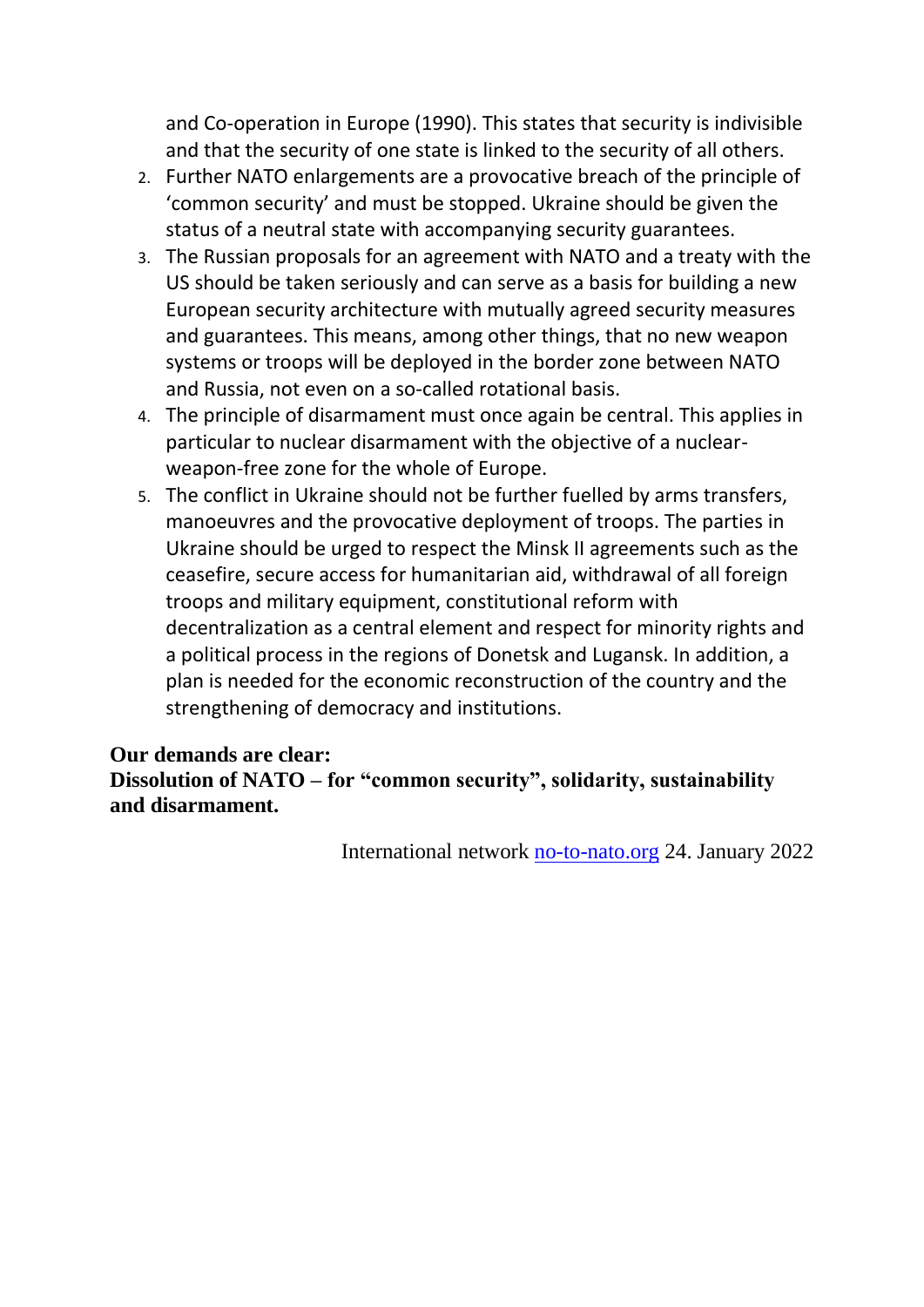and Co-operation in Europe (1990). This states that security is indivisible and that the security of one state is linked to the security of all others.

2. Further NATO enlargements are a provocative breach of the principle of 'common security' and must be stopped. Ukraine should be given the status of a neutral state with accompanying security guarantees.
3. The Russian proposals for an agreement with NATO and a treaty with the US should be taken seriously and can serve as a basis for building a new European security architecture with mutually agreed security measures and guarantees. This means, among other things, that no new weapon systems or troops will be deployed in the border zone between NATO and Russia, not even on a so-called rotational basis.
4. The principle of disarmament must once again be central. This applies in particular to nuclear disarmament with the objective of a nuclear-weapon-free zone for the whole of Europe.
5. The conflict in Ukraine should not be further fuelled by arms transfers, manoeuvres and the provocative deployment of troops. The parties in Ukraine should be urged to respect the Minsk II agreements such as the ceasefire, secure access for humanitarian aid, withdrawal of all foreign troops and military equipment, constitutional reform with decentralization as a central element and respect for minority rights and a political process in the regions of Donetsk and Lugansk. In addition, a plan is needed for the economic reconstruction of the country and the strengthening of democracy and institutions.

**Our demands are clear:**
**Dissolution of NATO – for "common security", solidarity, sustainability and disarmament.**

International network no-to-nato.org 24. January 2022